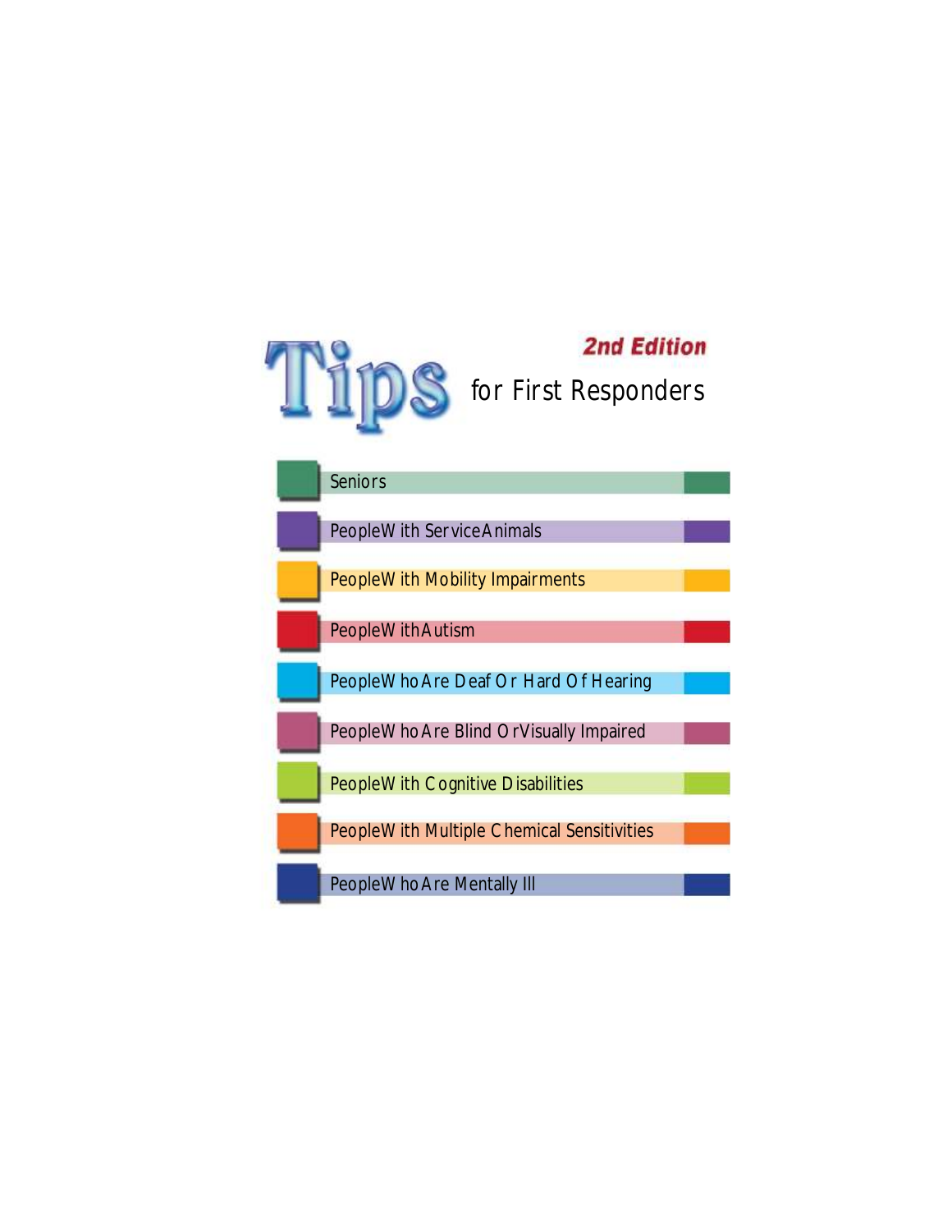# Tips for First Responders

**2nd Edition**

- Seniors
- People With Service Animals
- People With Mobility Impairments
- People With Autism
- People Who Are Deaf Or Hard Of Hearing
- People Who Are Blind Or Visually Impaired
- People With Cognitive Disabilities
- People With Multiple Chemical Sensitivities
- People Who Are Mentally Ill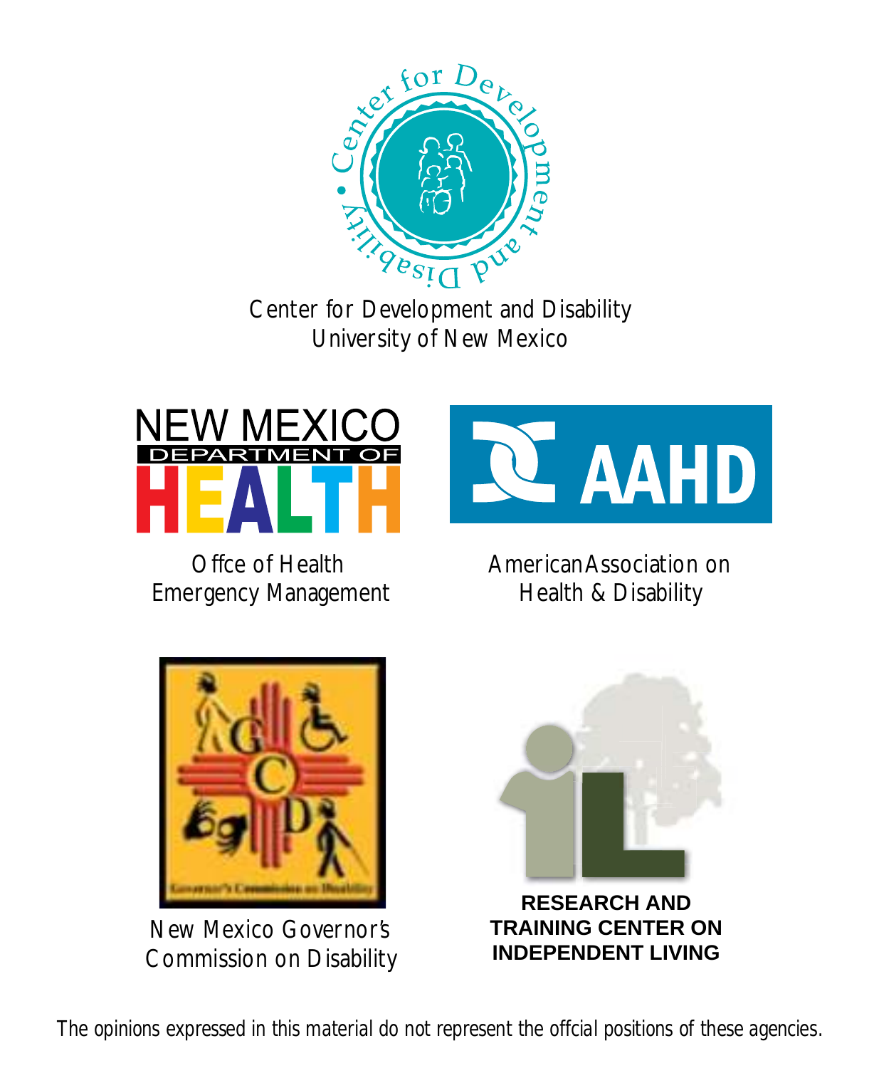Center for Development and Disability
University of New Mexico

NEW MEXICO DEPARTMENT OF HEALTH

Offce of Health
Emergency Management

AAHD

American Association on
Health & Disability

New Mexico Governor's
Commission on Disability

RESEARCH AND TRAINING CENTER ON INDEPENDENT LIVING

The opinions expressed in this material do not represent the offcial positions of these agencies.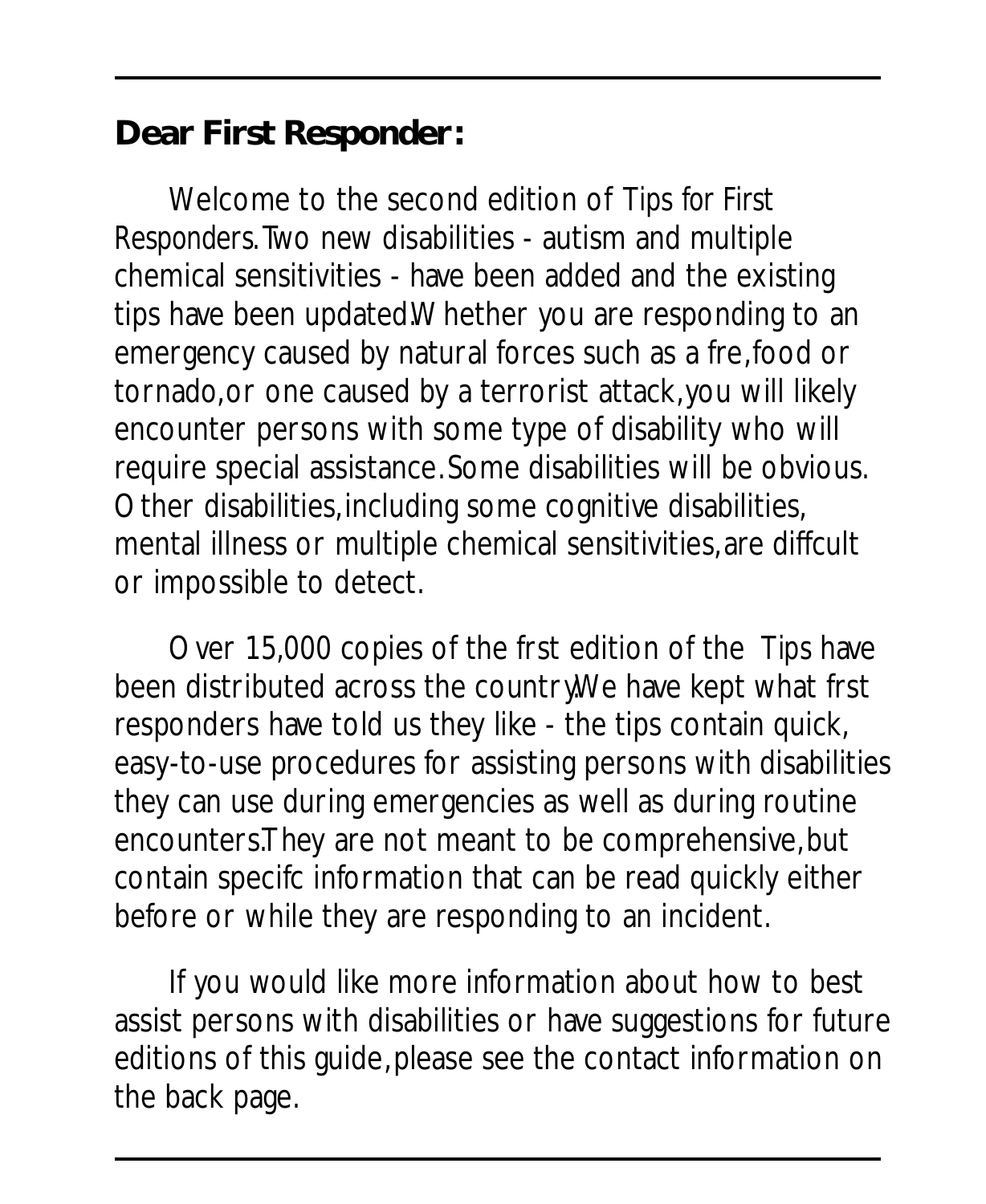## Dear First Responder:

Welcome to the second edition of Tips for First Responders. Two new disabilities - autism and multiple chemical sensitivities - have been added and the existing tips have been updated. Whether you are responding to an emergency caused by natural forces such as a fire, flood or tornado, or one caused by a terrorist attack, you will likely encounter persons with some type of disability who will require special assistance. Some disabilities will be obvious. Other disabilities, including some cognitive disabilities, mental illness or multiple chemical sensitivities, are difficult or impossible to detect.

Over 15,000 copies of the first edition of the Tips have been distributed across the country. We have kept what first responders have told us they like - the tips contain quick, easy-to-use procedures for assisting persons with disabilities they can use during emergencies as well as during routine encounters. They are not meant to be comprehensive, but contain specific information that can be read quickly either before or while they are responding to an incident.

If you would like more information about how to best assist persons with disabilities or have suggestions for future editions of this guide, please see the contact information on the back page.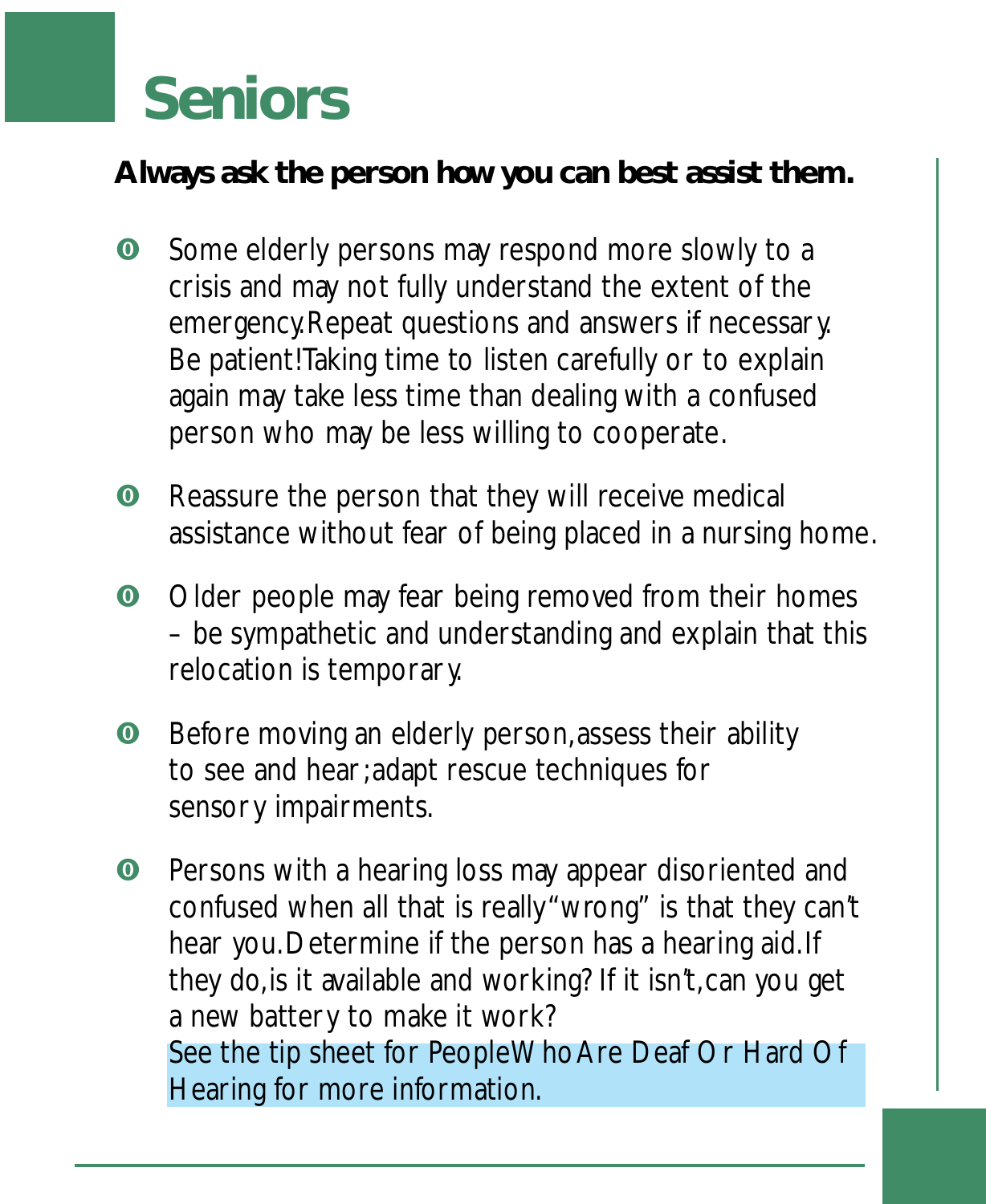# Seniors

**Always ask the person how you can best assist them.**

- Some elderly persons may respond more slowly to a crisis and may not fully understand the extent of the emergency. Repeat questions and answers if necessary. Be patient! Taking time to listen carefully or to explain again may take less time than dealing with a confused person who may be less willing to cooperate.

- Reassure the person that they will receive medical assistance without fear of being placed in a nursing home.

- Older people may fear being removed from their homes – be sympathetic and understanding and explain that this relocation is temporary.

- Before moving an elderly person, assess their ability to see and hear; adapt rescue techniques for sensory impairments.

- Persons with a hearing loss may appear disoriented and confused when all that is really "wrong" is that they can't hear you. Determine if the person has a hearing aid. If they do, is it available and working? If it isn't, can you get a new battery to make it work?
  See the tip sheet for People Who Are Deaf Or Hard Of Hearing for more information.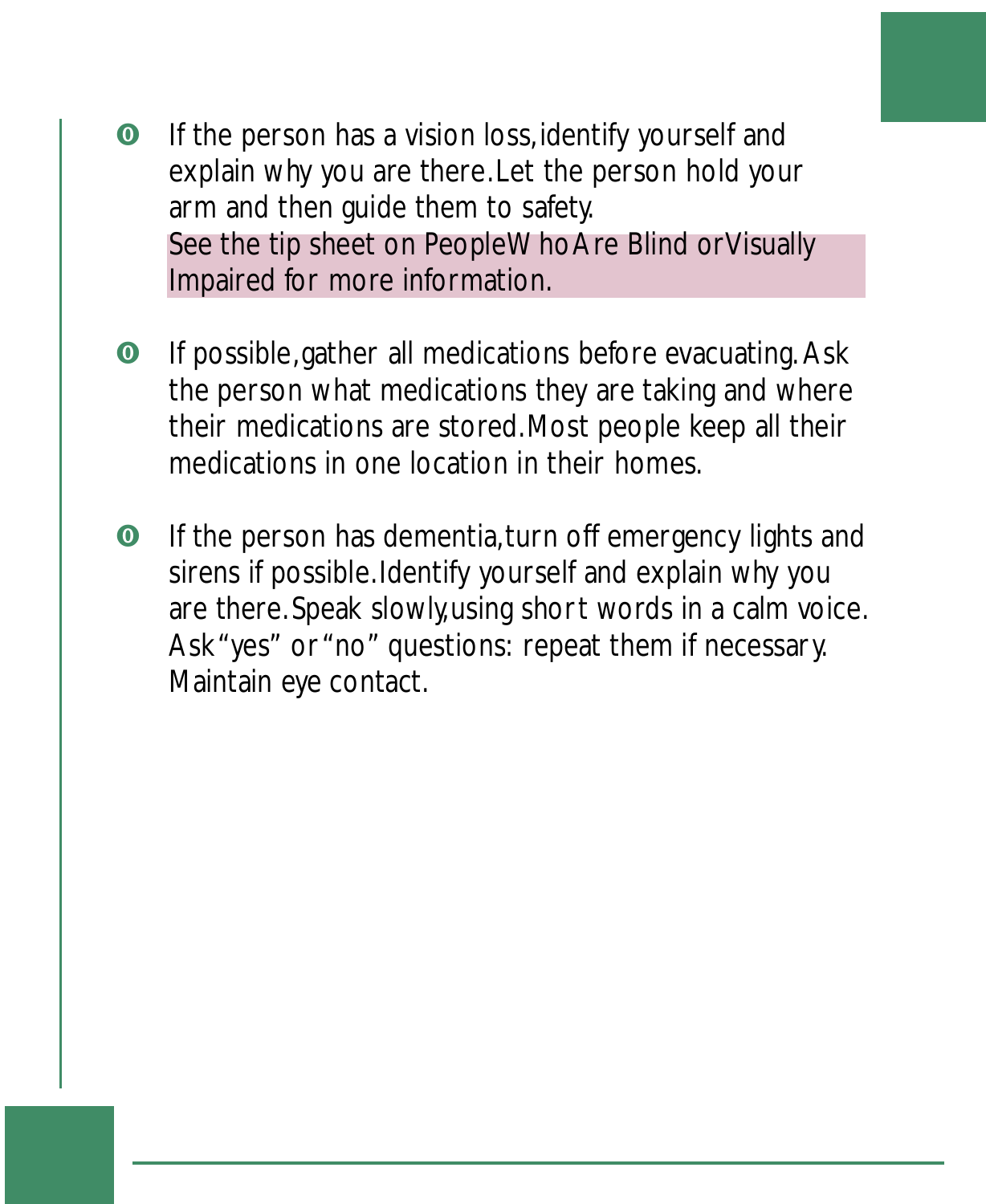- If the person has a vision loss, identify yourself and explain why you are there. Let the person hold your arm and then guide them to safety.
  See the tip sheet on People Who Are Blind or Visually Impaired for more information.

- If possible, gather all medications before evacuating. Ask the person what medications they are taking and where their medications are stored. Most people keep all their medications in one location in their homes.

- If the person has dementia, turn off emergency lights and sirens if possible. Identify yourself and explain why you are there. Speak slowly, using short words in a calm voice. Ask "yes" or "no" questions: repeat them if necessary. Maintain eye contact.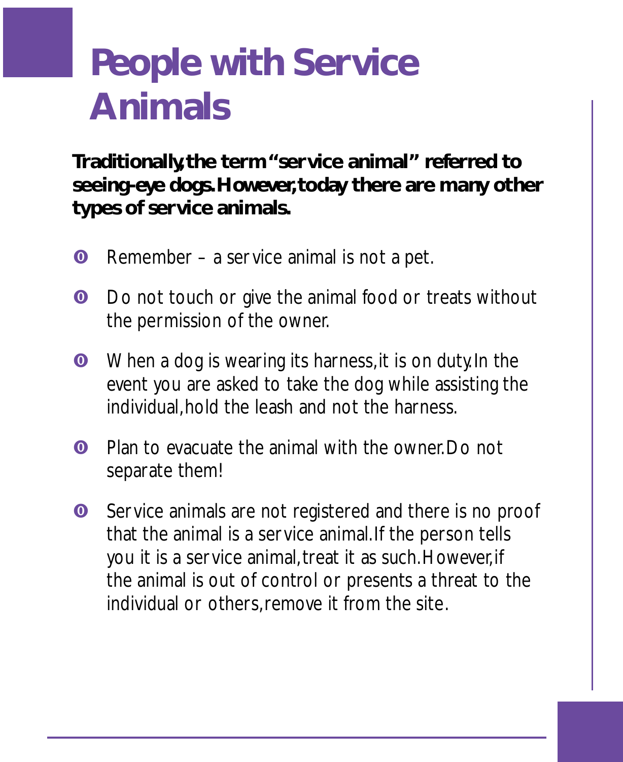# People with Service Animals

**Traditionally, the term "service animal" referred to seeing-eye dogs. However, today there are many other types of service animals.**

- Remember – a service animal is not a pet.
- Do not touch or give the animal food or treats without the permission of the owner.
- When a dog is wearing its harness, it is on duty. In the event you are asked to take the dog while assisting the individual, hold the leash and not the harness.
- Plan to evacuate the animal with the owner. Do not separate them!
- Service animals are not registered and there is no proof that the animal is a service animal. If the person tells you it is a service animal, treat it as such. However, if the animal is out of control or presents a threat to the individual or others, remove it from the site.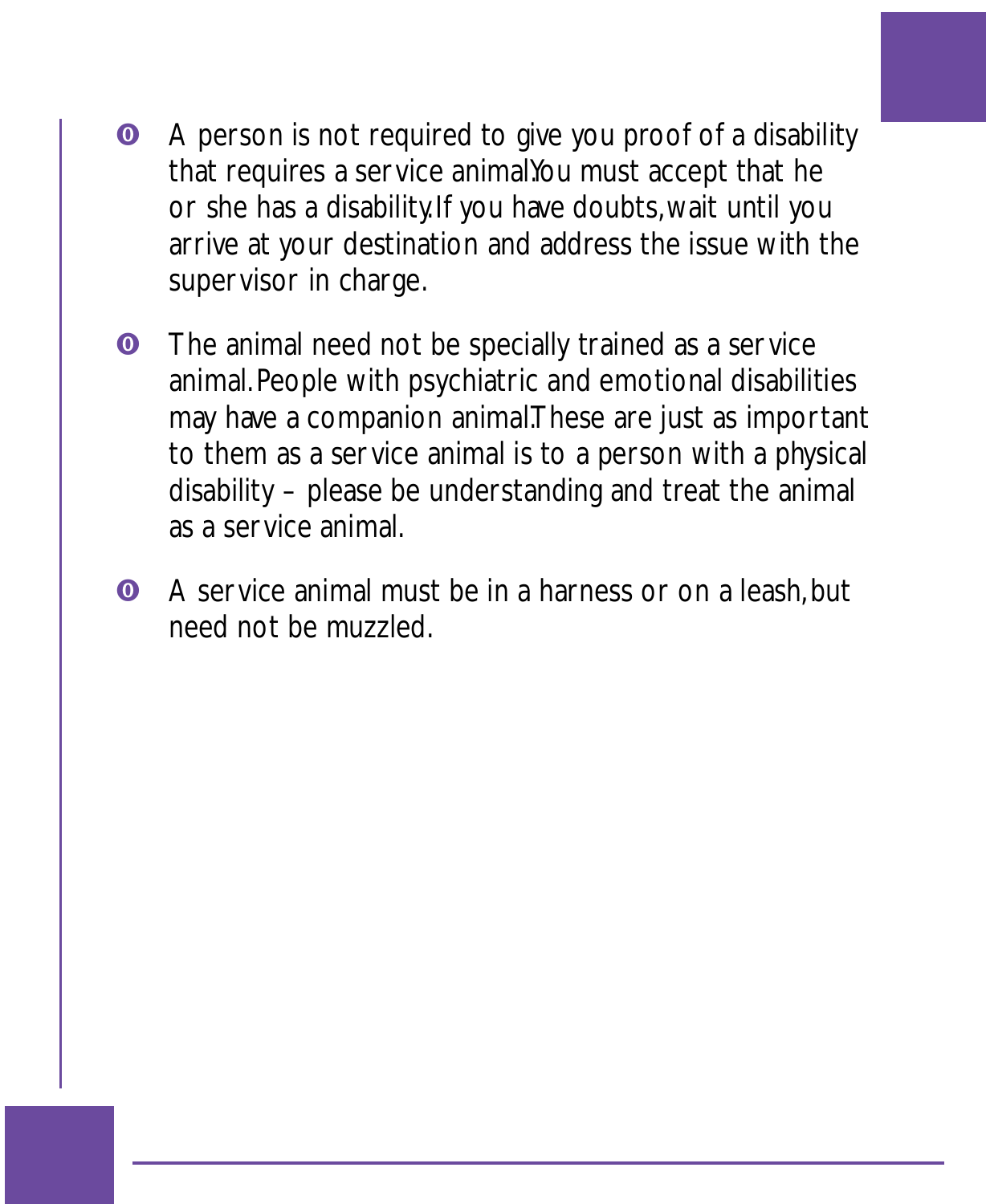- A person is not required to give you proof of a disability that requires a service animal. You must accept that he or she has a disability. If you have doubts, wait until you arrive at your destination and address the issue with the supervisor in charge.

- The animal need not be specially trained as a service animal. People with psychiatric and emotional disabilities may have a companion animal. These are just as important to them as a service animal is to a person with a physical disability – please be understanding and treat the animal as a service animal.

- A service animal must be in a harness or on a leash, but need not be muzzled.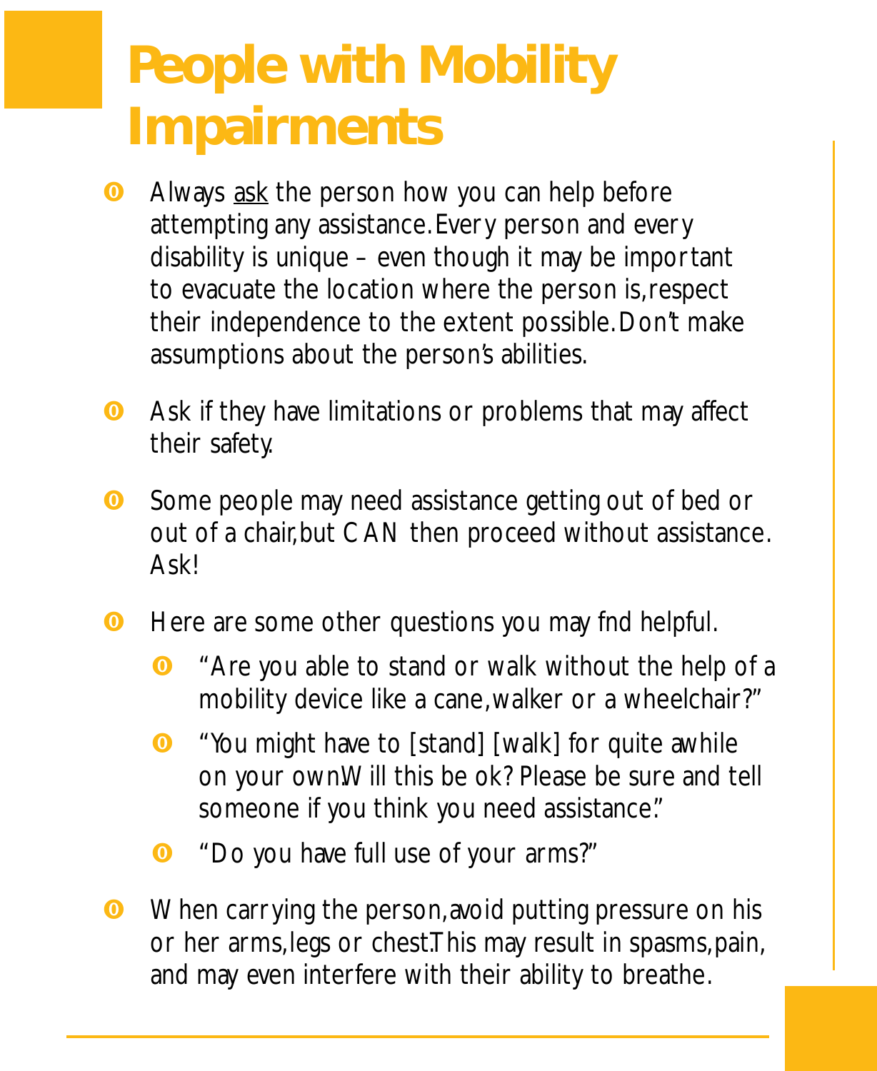# People with Mobility Impairments

- Always <u>ask</u> the person how you can help before attempting any assistance. Every person and every disability is unique – even though it may be important to evacuate the location where the person is, respect their independence to the extent possible. Don't make assumptions about the person's abilities.

- Ask if they have limitations or problems that may affect their safety.

- Some people may need assistance getting out of bed or out of a chair, but CAN then proceed without assistance. Ask!

- Here are some other questions you may fnd helpful.
  - "Are you able to stand or walk without the help of a mobility device like a cane, walker or a wheelchair?"
  - "You might have to [stand] [walk] for quite awhile on your own. Will this be ok? Please be sure and tell someone if you think you need assistance."
  - "Do you have full use of your arms?"

- When carrying the person, avoid putting pressure on his or her arms, legs or chest. This may result in spasms, pain, and may even interfere with their ability to breathe.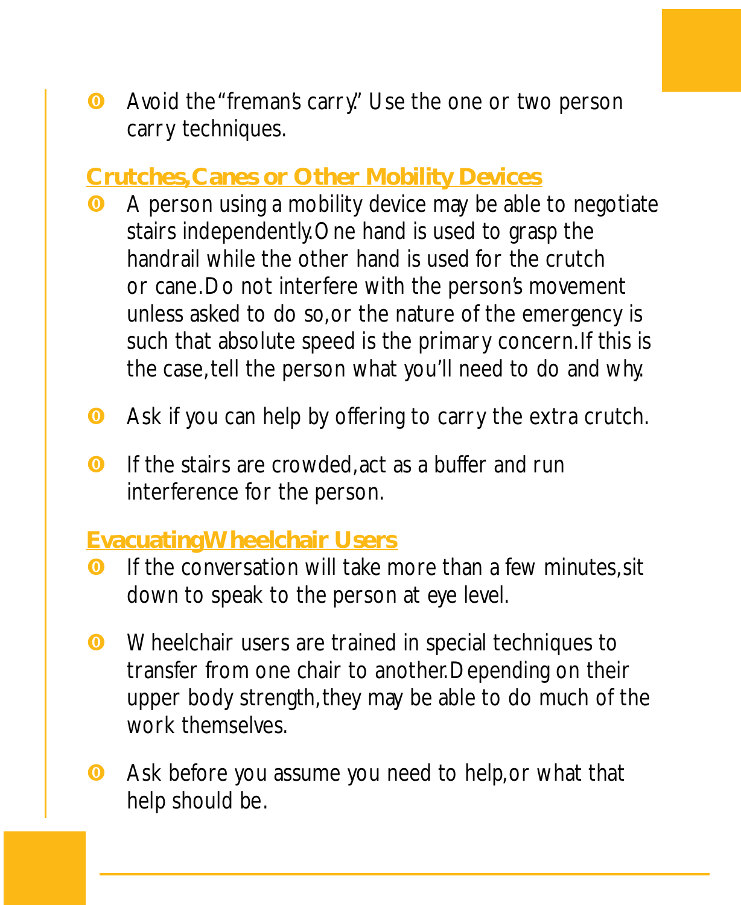- Avoid the "freman's carry." Use the one or two person carry techniques.

## Crutches, Canes or Other Mobility Devices

- A person using a mobility device may be able to negotiate stairs independently. One hand is used to grasp the handrail while the other hand is used for the crutch or cane. Do not interfere with the person's movement unless asked to do so, or the nature of the emergency is such that absolute speed is the primary concern. If this is the case, tell the person what you'll need to do and why.

- Ask if you can help by offering to carry the extra crutch.

- If the stairs are crowded, act as a buffer and run interference for the person.

## Evacuating Wheelchair Users

- If the conversation will take more than a few minutes, sit down to speak to the person at eye level.

- Wheelchair users are trained in special techniques to transfer from one chair to another. Depending on their upper body strength, they may be able to do much of the work themselves.

- Ask before you assume you need to help, or what that help should be.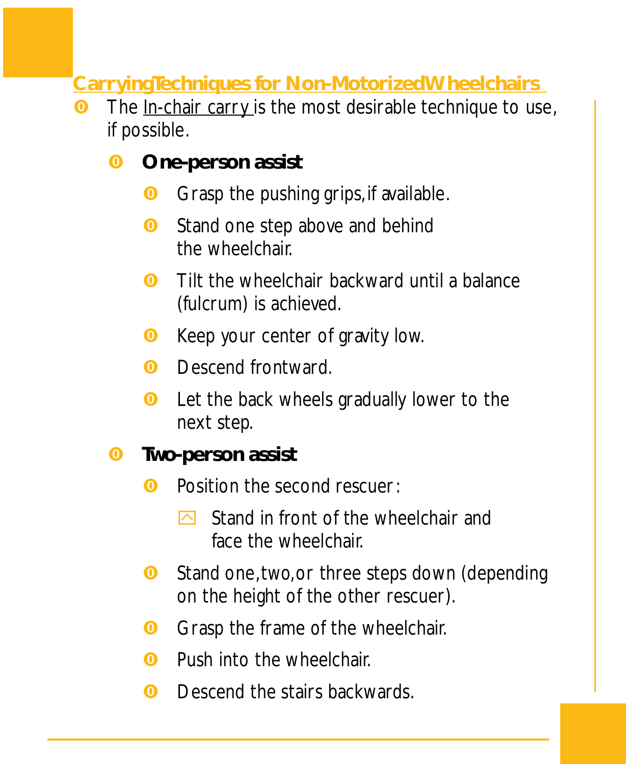## Carrying Techniques for Non-Motorized Wheelchairs

- The In-chair carry is the most desirable technique to use, if possible.
  - **One-person assist**
    - Grasp the pushing grips, if available.
    - Stand one step above and behind the wheelchair.
    - Tilt the wheelchair backward until a balance (fulcrum) is achieved.
    - Keep your center of gravity low.
    - Descend frontward.
    - Let the back wheels gradually lower to the next step.
  - **Two-person assist**
    - Position the second rescuer:
      - Stand in front of the wheelchair and face the wheelchair.
    - Stand one, two, or three steps down (depending on the height of the other rescuer).
    - Grasp the frame of the wheelchair.
    - Push into the wheelchair.
    - Descend the stairs backwards.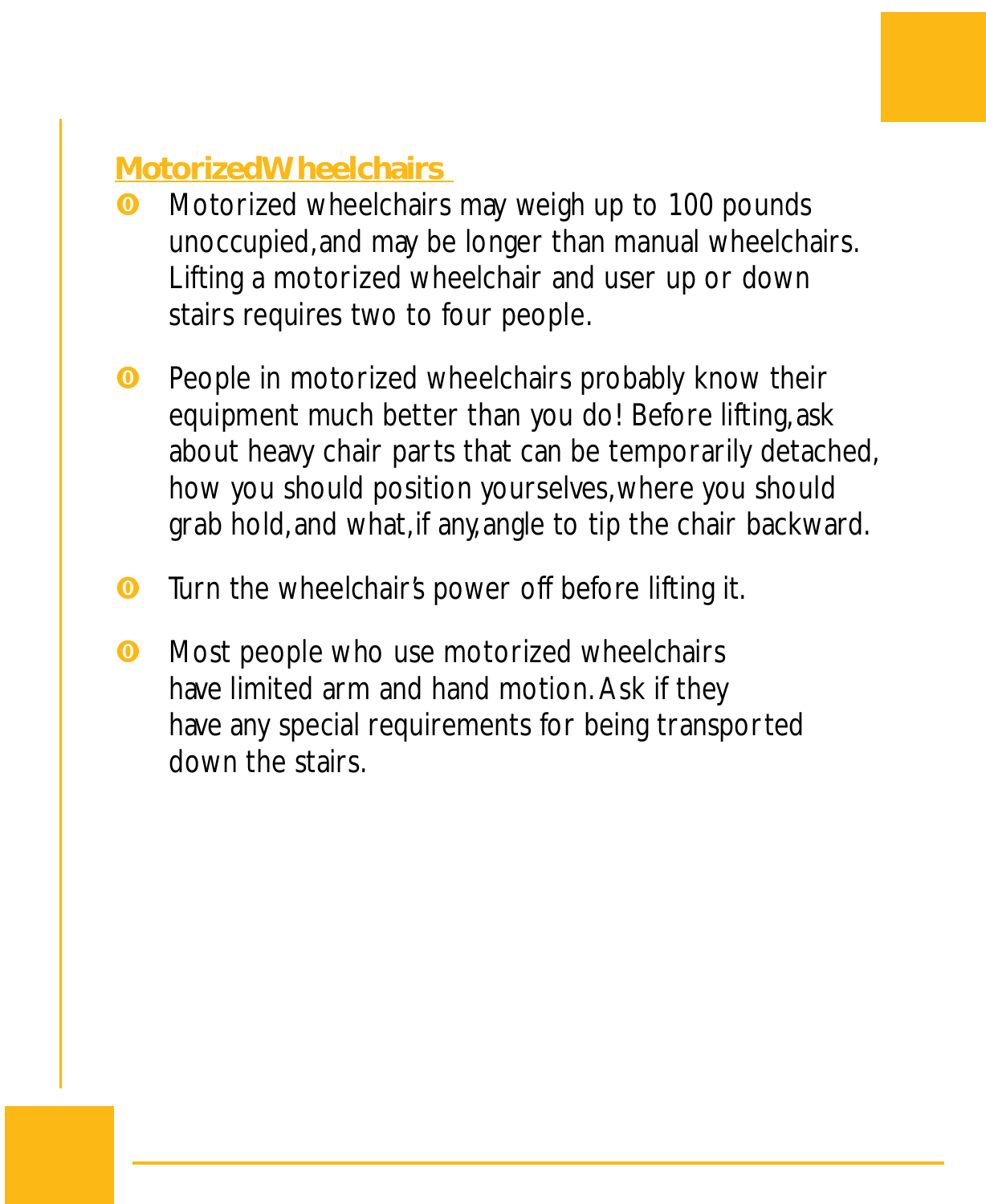## Motorized Wheelchairs

- Motorized wheelchairs may weigh up to 100 pounds unoccupied, and may be longer than manual wheelchairs. Lifting a motorized wheelchair and user up or down stairs requires two to four people.

- People in motorized wheelchairs probably know their equipment much better than you do! Before lifting, ask about heavy chair parts that can be temporarily detached, how you should position yourselves, where you should grab hold, and what, if any, angle to tip the chair backward.

- Turn the wheelchair's power off before lifting it.

- Most people who use motorized wheelchairs have limited arm and hand motion. Ask if they have any special requirements for being transported down the stairs.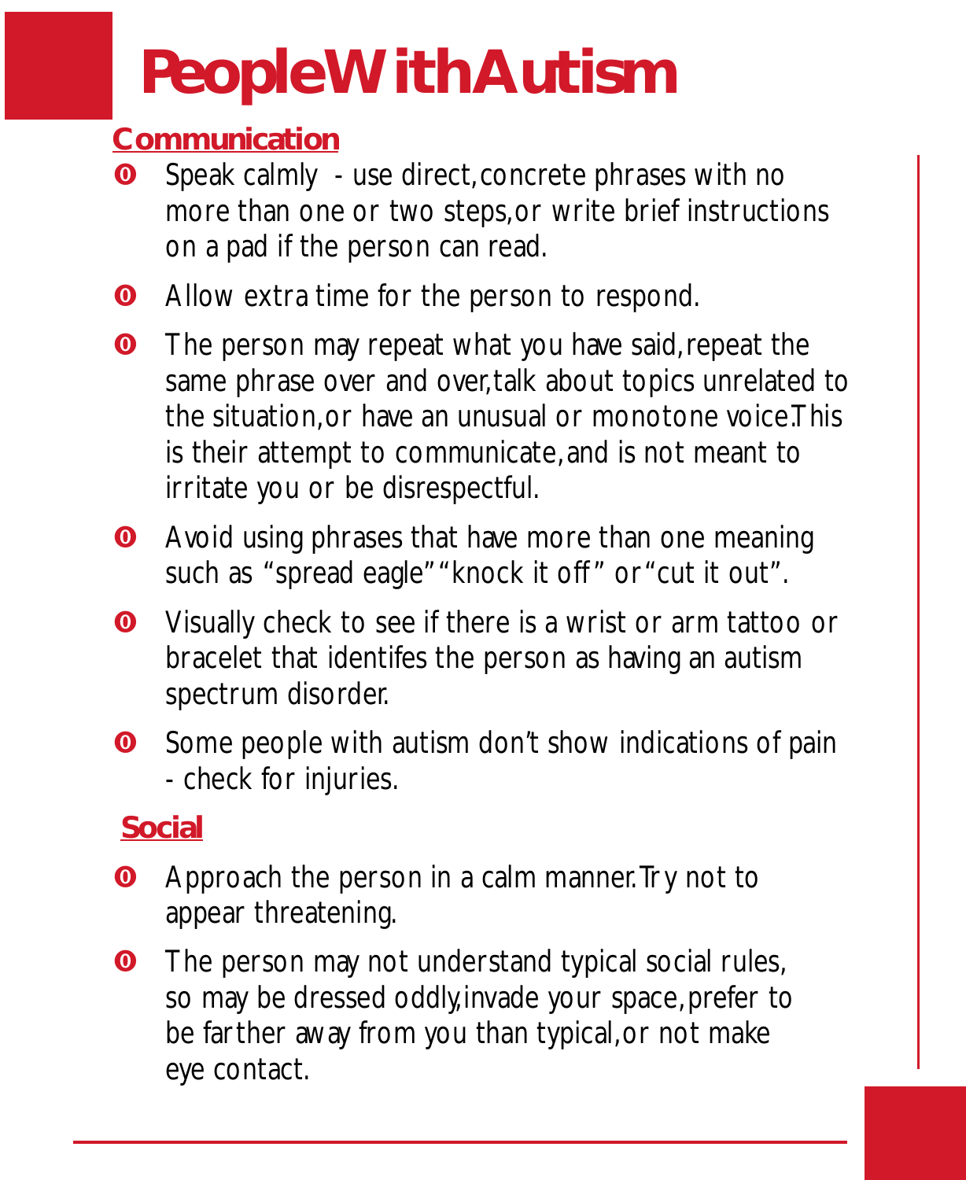# People With Autism

## Communication

- Speak calmly - use direct, concrete phrases with no more than one or two steps, or write brief instructions on a pad if the person can read.
- Allow extra time for the person to respond.
- The person may repeat what you have said, repeat the same phrase over and over, talk about topics unrelated to the situation, or have an unusual or monotone voice. This is their attempt to communicate, and is not meant to irritate you or be disrespectful.
- Avoid using phrases that have more than one meaning such as "spread eagle" "knock it off" or "cut it out".
- Visually check to see if there is a wrist or arm tattoo or bracelet that identifes the person as having an autism spectrum disorder.
- Some people with autism don't show indications of pain - check for injuries.

## Social

- Approach the person in a calm manner. Try not to appear threatening.
- The person may not understand typical social rules, so may be dressed oddly, invade your space, prefer to be farther away from you than typical, or not make eye contact.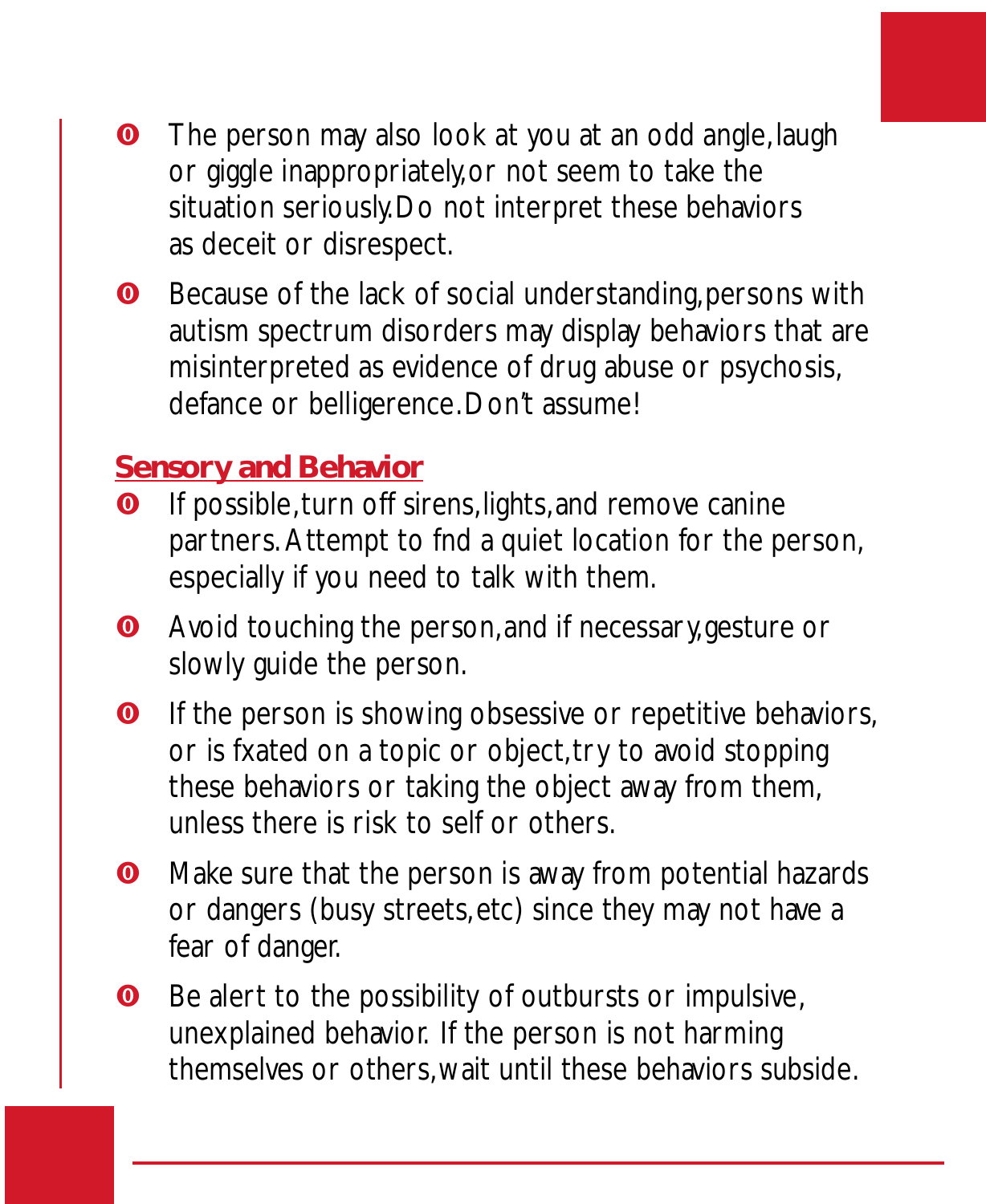- The person may also look at you at an odd angle, laugh or giggle inappropriately, or not seem to take the situation seriously. Do not interpret these behaviors as deceit or disrespect.
- Because of the lack of social understanding, persons with autism spectrum disorders may display behaviors that are misinterpreted as evidence of drug abuse or psychosis, defance or belligerence. Don't assume!

## Sensory and Behavior

- If possible, turn off sirens, lights, and remove canine partners. Attempt to fnd a quiet location for the person, especially if you need to talk with them.
- Avoid touching the person, and if necessary, gesture or slowly guide the person.
- If the person is showing obsessive or repetitive behaviors, or is fxated on a topic or object, try to avoid stopping these behaviors or taking the object away from them, unless there is risk to self or others.
- Make sure that the person is away from potential hazards or dangers (busy streets, etc) since they may not have a fear of danger.
- Be alert to the possibility of outbursts or impulsive, unexplained behavior. If the person is not harming themselves or others, wait until these behaviors subside.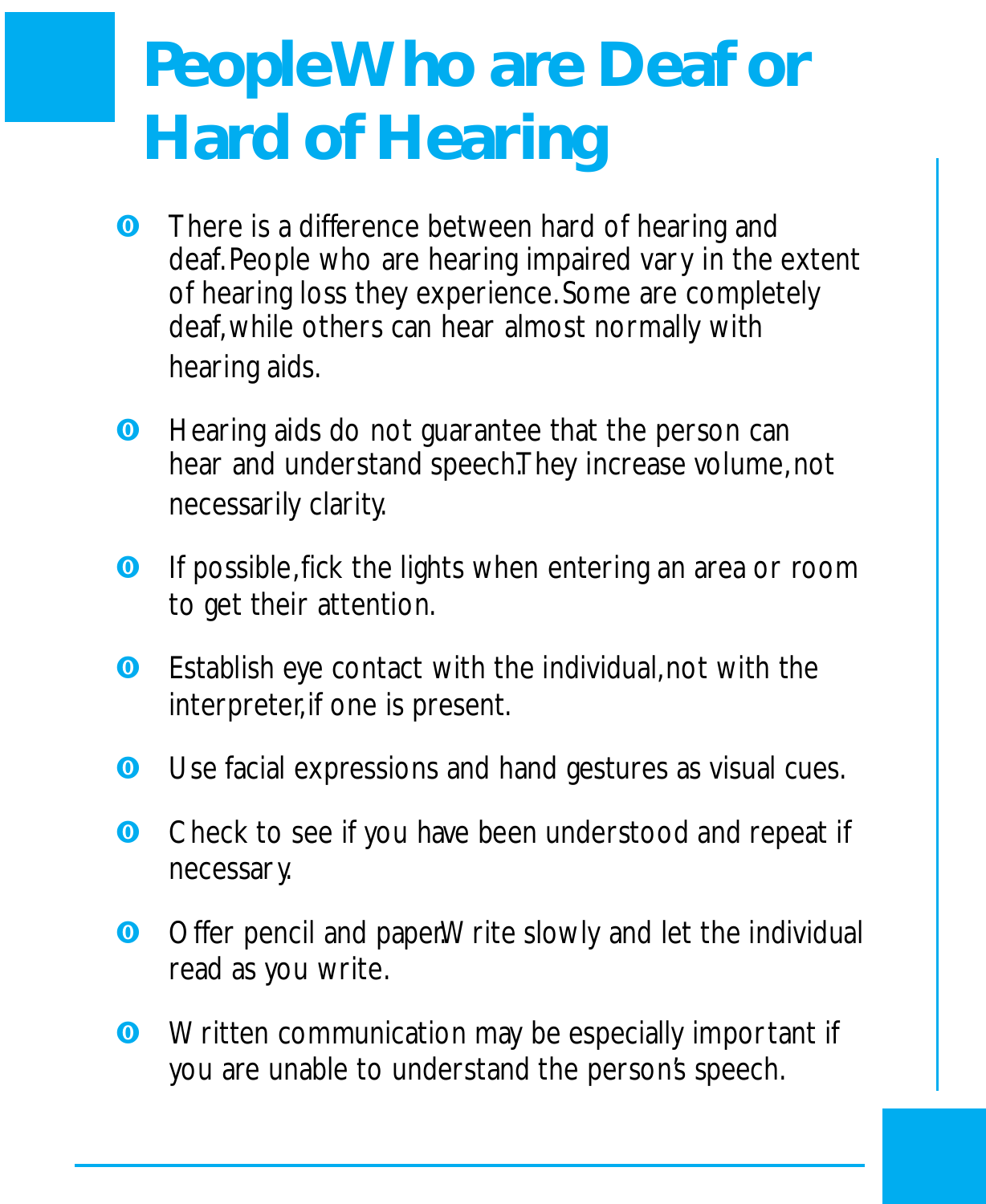# People Who are Deaf or Hard of Hearing

- There is a difference between hard of hearing and deaf. People who are hearing impaired vary in the extent of hearing loss they experience. Some are completely deaf, while others can hear almost normally with hearing aids.
- Hearing aids do not guarantee that the person can hear and understand speech. They increase volume, not necessarily clarity.
- If possible, fick the lights when entering an area or room to get their attention.
- Establish eye contact with the individual, not with the interpreter, if one is present.
- Use facial expressions and hand gestures as visual cues.
- Check to see if you have been understood and repeat if necessary.
- Offer pencil and paper. Write slowly and let the individual read as you write.
- Written communication may be especially important if you are unable to understand the person's speech.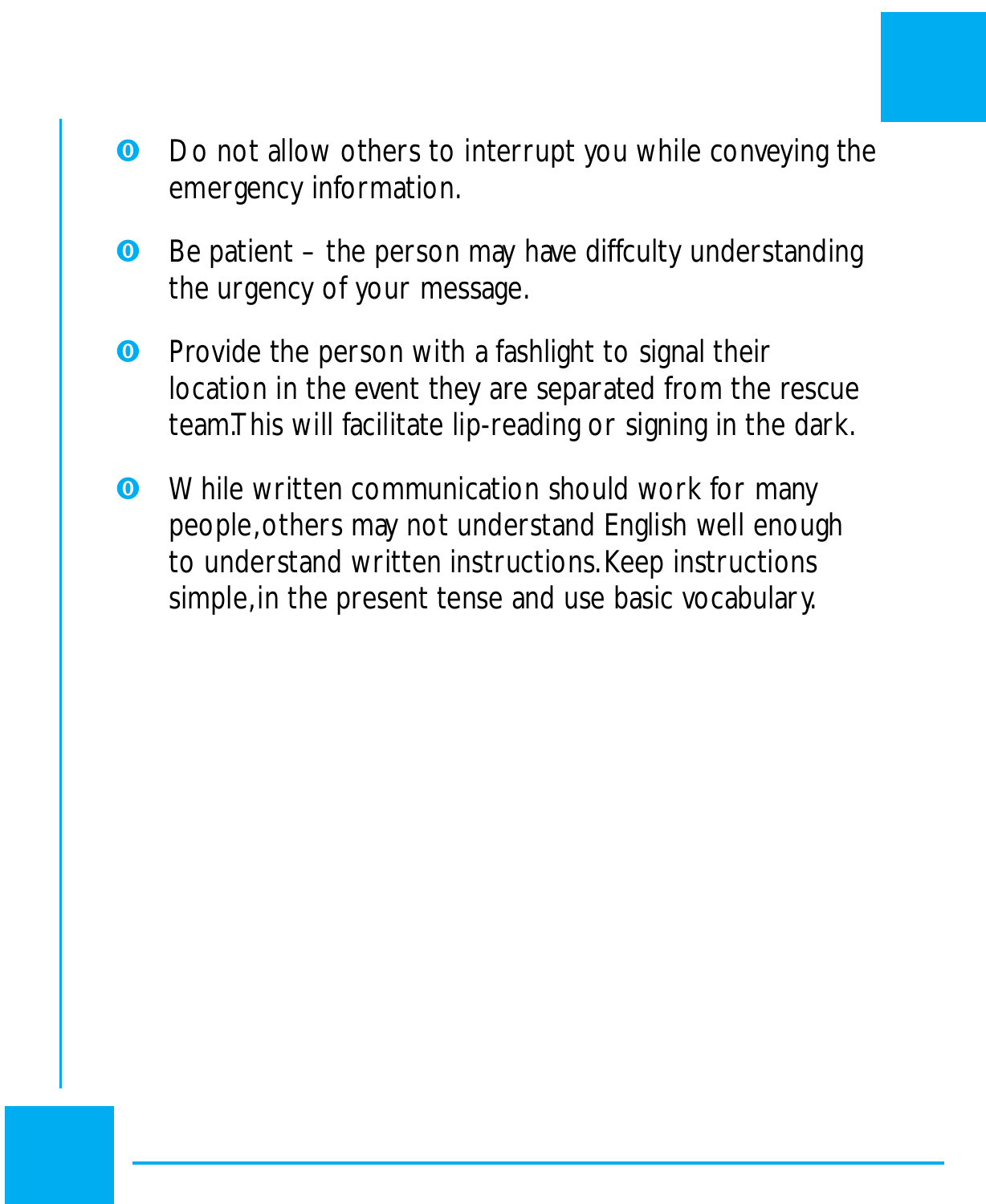- Do not allow others to interrupt you while conveying the emergency information.
- Be patient – the person may have diffculty understanding the urgency of your message.
- Provide the person with a fashlight to signal their location in the event they are separated from the rescue team.This will facilitate lip-reading or signing in the dark.
- While written communication should work for many people,others may not understand English well enough to understand written instructions.Keep instructions simple,in the present tense and use basic vocabulary.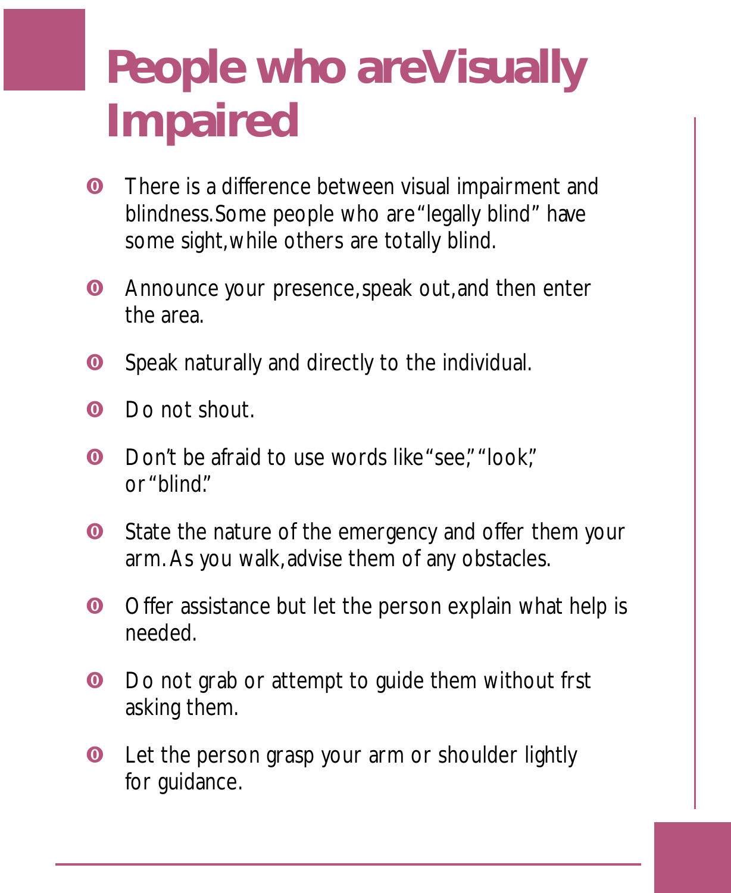# People who are Visually Impaired

- There is a difference between visual impairment and blindness. Some people who are "legally blind" have some sight, while others are totally blind.
- Announce your presence, speak out, and then enter the area.
- Speak naturally and directly to the individual.
- Do not shout.
- Don't be afraid to use words like "see," "look," or "blind."
- State the nature of the emergency and offer them your arm. As you walk, advise them of any obstacles.
- Offer assistance but let the person explain what help is needed.
- Do not grab or attempt to guide them without first asking them.
- Let the person grasp your arm or shoulder lightly for guidance.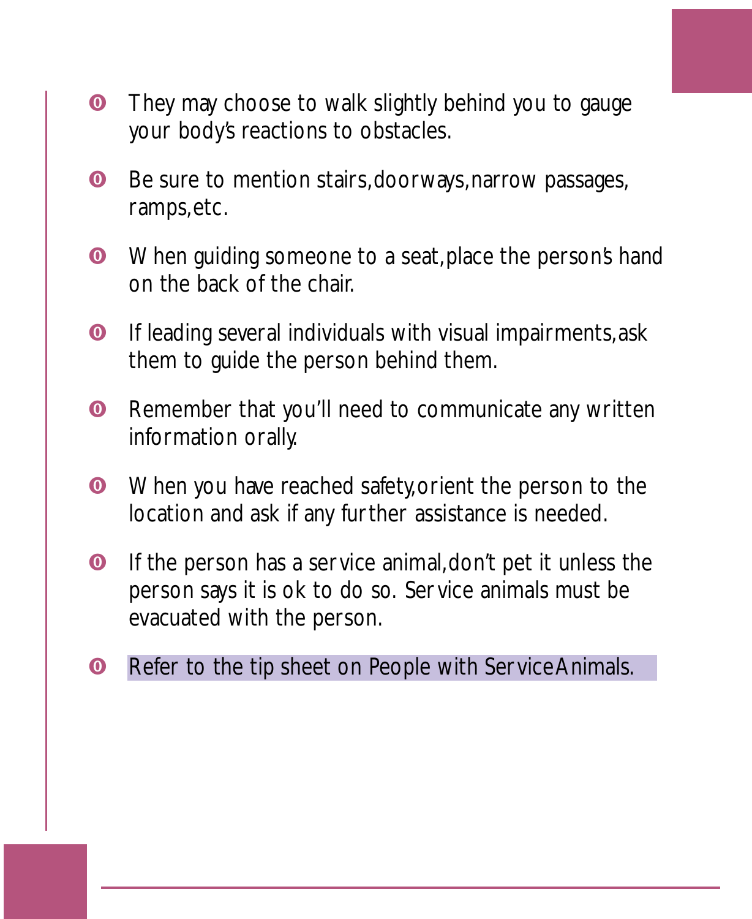- They may choose to walk slightly behind you to gauge your body's reactions to obstacles.
- Be sure to mention stairs, doorways, narrow passages, ramps, etc.
- When guiding someone to a seat, place the person's hand on the back of the chair.
- If leading several individuals with visual impairments, ask them to guide the person behind them.
- Remember that you'll need to communicate any written information orally.
- When you have reached safety, orient the person to the location and ask if any further assistance is needed.
- If the person has a service animal, don't pet it unless the person says it is ok to do so. Service animals must be evacuated with the person.
- Refer to the tip sheet on People with Service Animals.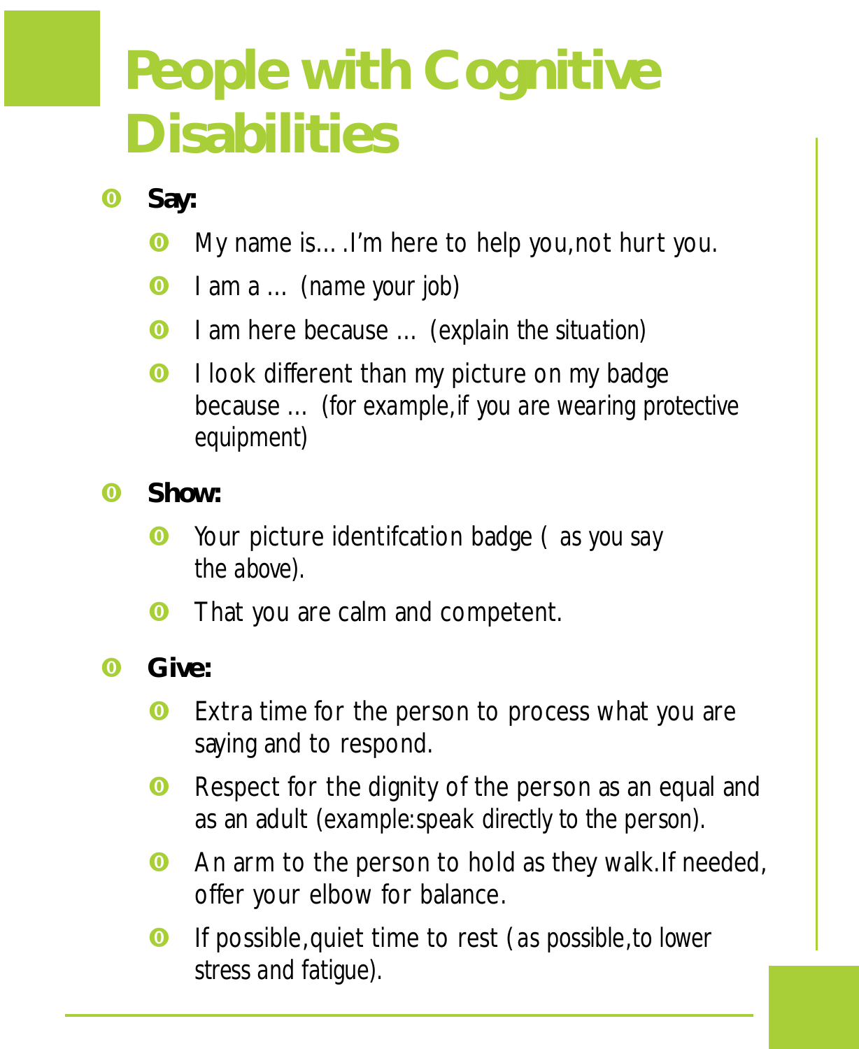# People with Cognitive Disabilities

- **Say:**
  - My name is… .I'm here to help you,not hurt you.
  - I am a … *(name your job)*
  - I am here because … *(explain the situation)*
  - I look different than my picture on my badge because … *(for example,if you are wearing protective equipment)*
- **Show:**
  - Your picture identifcation badge ( *as you say the above*).
  - That you are calm and competent.
- **Give:**
  - Extra time for the person to process what you are saying and to respond.
  - Respect for the dignity of the person as an equal and as an adult *(example:speak directly to the person)*.
  - An arm to the person to hold as they walk.If needed, offer your elbow for balance.
  - If possible,quiet time to rest (*as possible,to lower stress and fatigue*).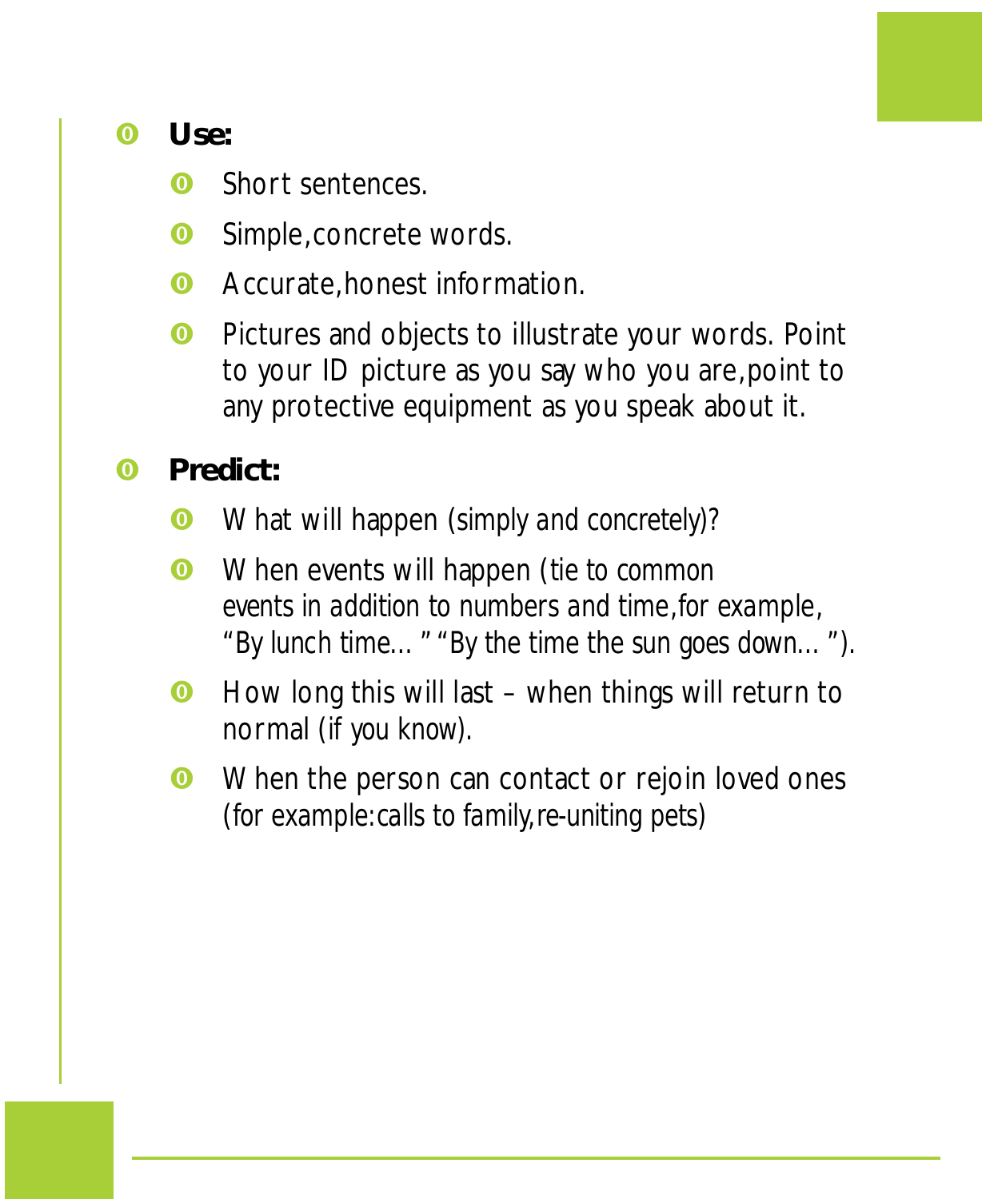- **Use:**
  - Short sentences.
  - Simple, concrete words.
  - Accurate, honest information.
  - Pictures and objects to illustrate your words. Point to your ID picture as you say who you are, point to any protective equipment as you speak about it.
- **Predict:**
  - What will happen (simply and concretely)?
  - When events will happen (tie to common events in addition to numbers and time, for example, "By lunch time..." "By the time the sun goes down...").
  - How long this will last – when things will return to normal (if you know).
  - When the person can contact or rejoin loved ones (for example: calls to family, re-uniting pets)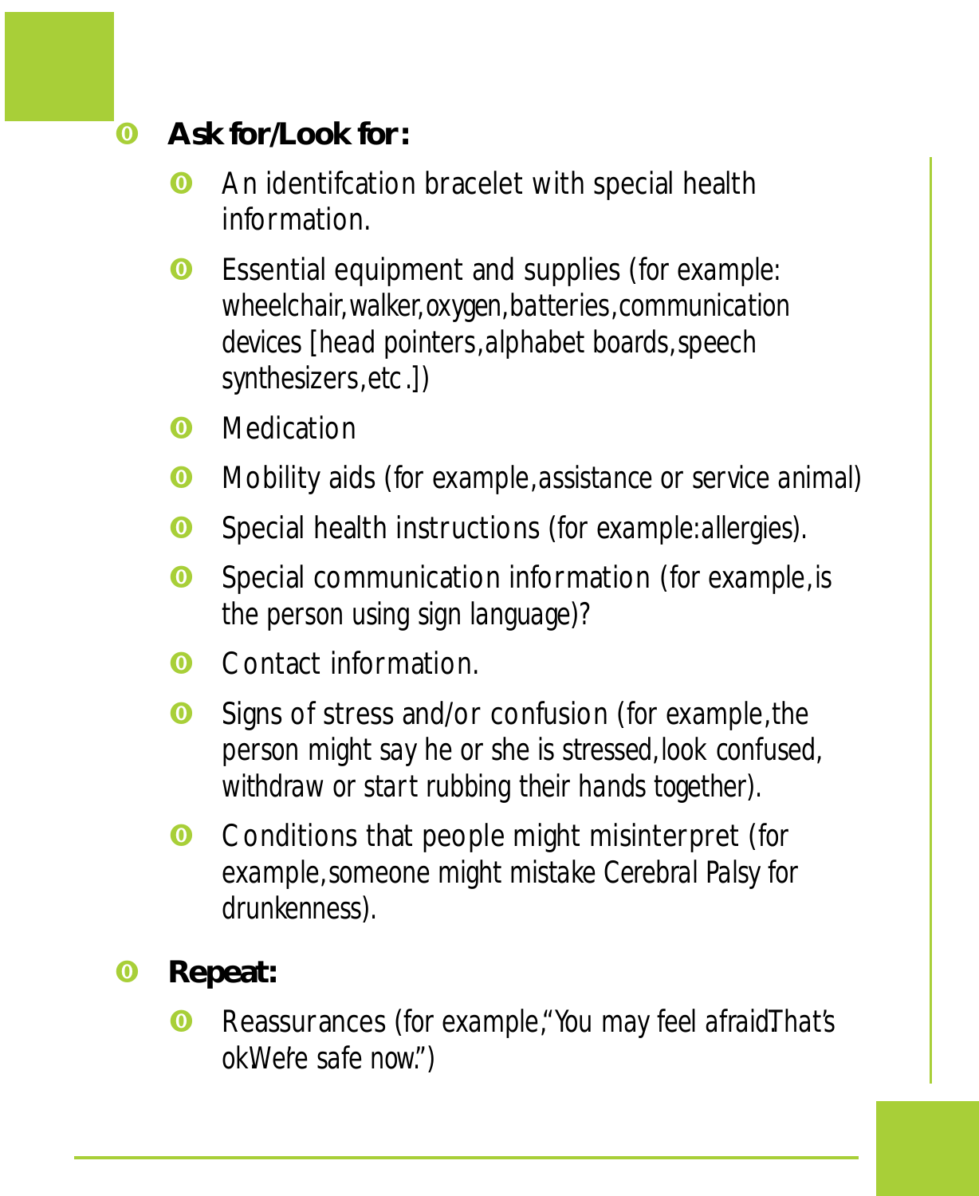- **Ask for/Look for:**
  - An identifcation bracelet with special health information.
  - Essential equipment and supplies (for example: wheelchair, walker, oxygen, batteries, communication devices [head pointers, alphabet boards, speech synthesizers, etc.])
  - Medication
  - Mobility aids (for example, assistance or service animal)
  - Special health instructions (for example: allergies).
  - Special communication information (for example, is the person using sign language)?
  - Contact information.
  - Signs of stress and/or confusion (for example, the person might say he or she is stressed, look confused, withdraw or start rubbing their hands together).
  - Conditions that people might misinterpret (for example, someone might mistake Cerebral Palsy for drunkenness).
- **Repeat:**
  - Reassurances (for example, "You may feel afraid. That's ok. We're safe now.")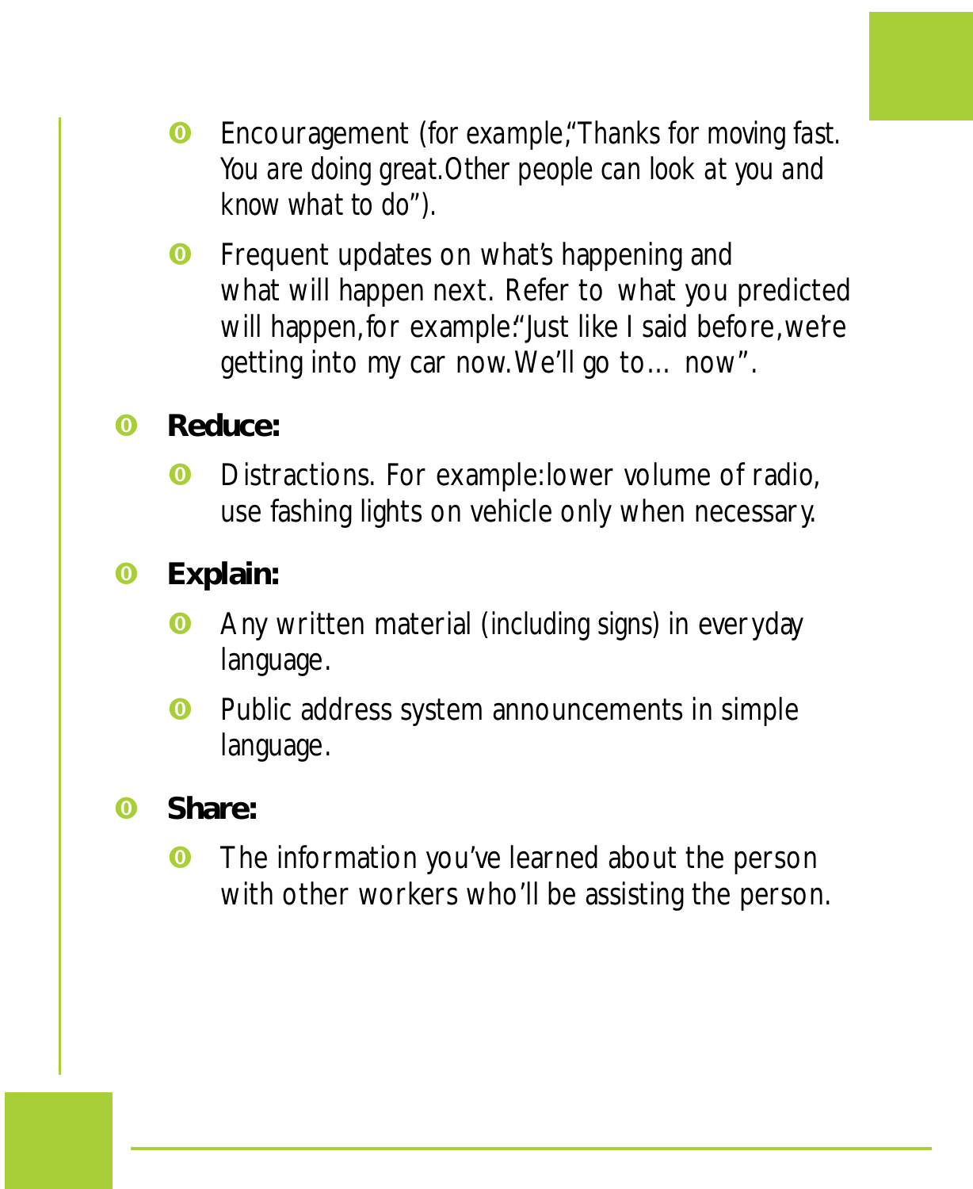- Encouragement (for example,"Thanks for moving fast. You are doing great.Other people can look at you and know what to do").
- Frequent updates on what's happening and what will happen next. Refer to what you predicted will happen,for example:"Just like I said before,we're getting into my car now.We'll go to... now".

- **Reduce:**
  - Distractions. For example:lower volume of radio, use fashing lights on vehicle only when necessary.

- **Explain:**
  - Any written material (including signs) in everyday language.
  - Public address system announcements in simple language.

- **Share:**
  - The information you've learned about the person with other workers who'll be assisting the person.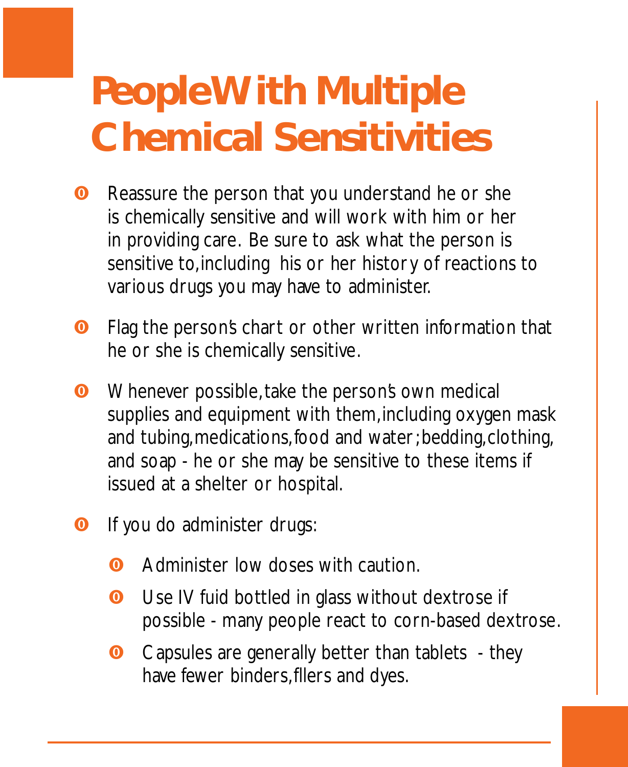# People With Multiple Chemical Sensitivities

- Reassure the person that you understand he or she is chemically sensitive and will work with him or her in providing care. Be sure to ask what the person is sensitive to, including his or her history of reactions to various drugs you may have to administer.

- Flag the person's chart or other written information that he or she is chemically sensitive.

- Whenever possible, take the person's own medical supplies and equipment with them, including oxygen mask and tubing, medications, food and water; bedding, clothing, and soap - he or she may be sensitive to these items if issued at a shelter or hospital.

- If you do administer drugs:

  - Administer low doses with caution.

  - Use IV fuid bottled in glass without dextrose if possible - many people react to corn-based dextrose.

  - Capsules are generally better than tablets - they have fewer binders, fllers and dyes.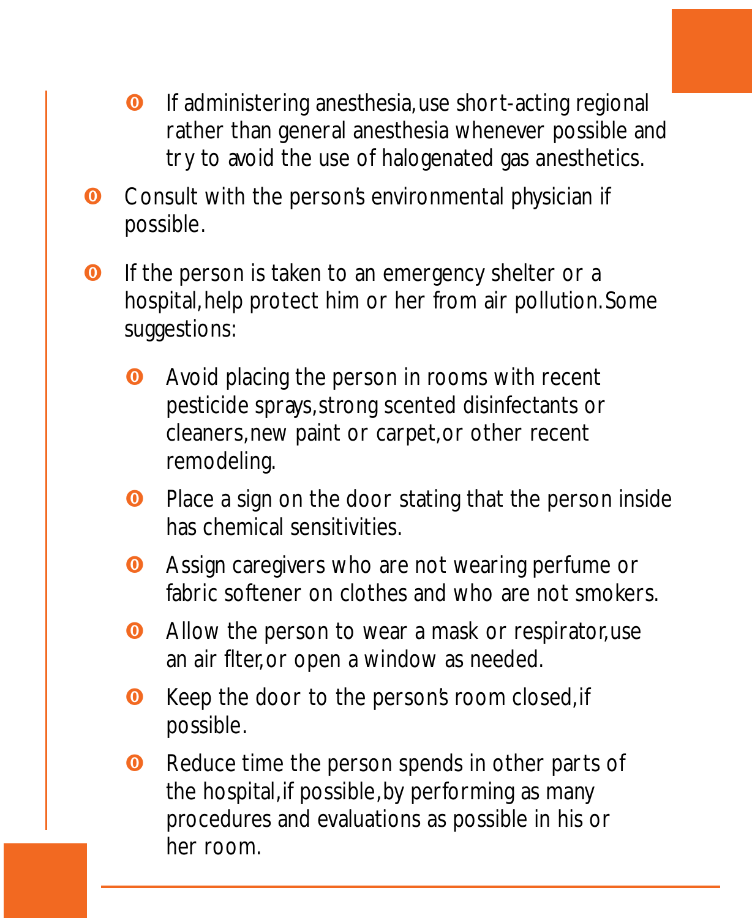- If administering anesthesia, use short-acting regional rather than general anesthesia whenever possible and try to avoid the use of halogenated gas anesthetics.
- Consult with the person's environmental physician if possible.
- If the person is taken to an emergency shelter or a hospital, help protect him or her from air pollution. Some suggestions:
    - Avoid placing the person in rooms with recent pesticide sprays, strong scented disinfectants or cleaners, new paint or carpet, or other recent remodeling.
    - Place a sign on the door stating that the person inside has chemical sensitivities.
    - Assign caregivers who are not wearing perfume or fabric softener on clothes and who are not smokers.
    - Allow the person to wear a mask or respirator, use an air filter, or open a window as needed.
    - Keep the door to the person's room closed, if possible.
    - Reduce time the person spends in other parts of the hospital, if possible, by performing as many procedures and evaluations as possible in his or her room.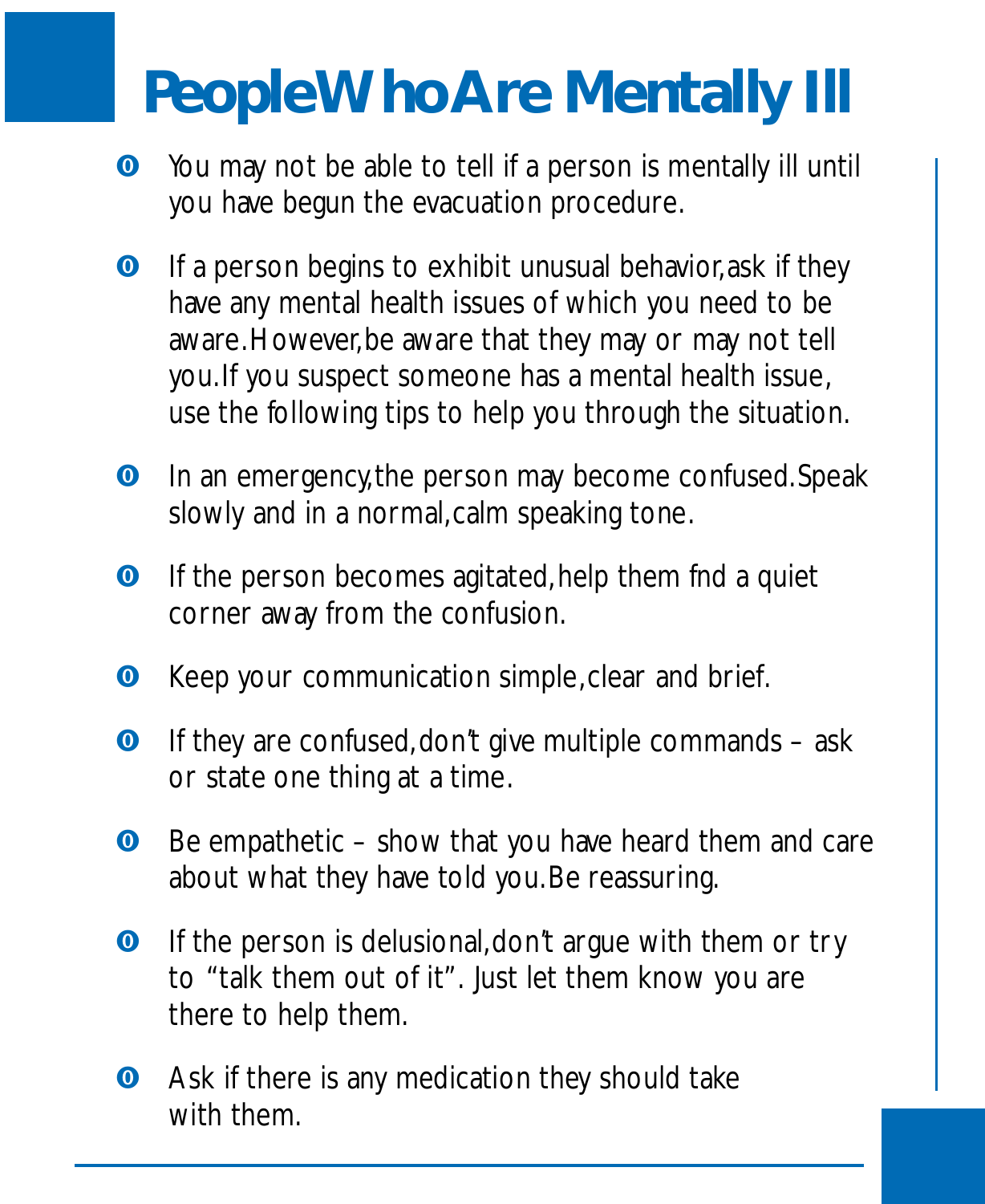# People Who Are Mentally Ill

- You may not be able to tell if a person is mentally ill until you have begun the evacuation procedure.
- If a person begins to exhibit unusual behavior, ask if they have any mental health issues of which you need to be aware. However, be aware that they may or may not tell you. If you suspect someone has a mental health issue, use the following tips to help you through the situation.
- In an emergency, the person may become confused. Speak slowly and in a normal, calm speaking tone.
- If the person becomes agitated, help them fnd a quiet corner away from the confusion.
- Keep your communication simple, clear and brief.
- If they are confused, don't give multiple commands – ask or state one thing at a time.
- Be empathetic – show that you have heard them and care about what they have told you. Be reassuring.
- If the person is delusional, don't argue with them or try to "talk them out of it". Just let them know you are there to help them.
- Ask if there is any medication they should take with them.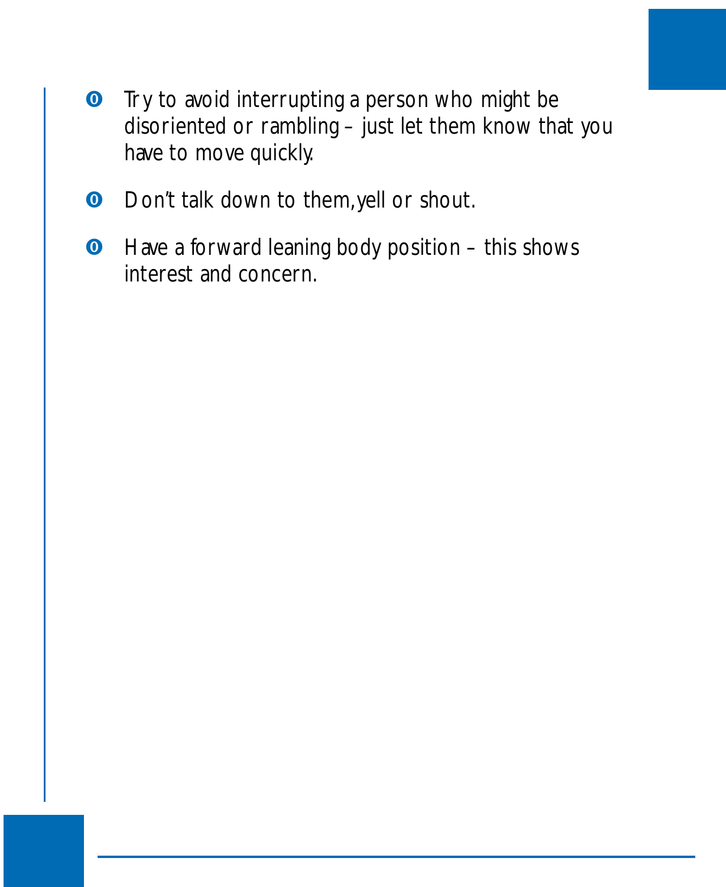- Try to avoid interrupting a person who might be disoriented or rambling – just let them know that you have to move quickly.
- Don't talk down to them, yell or shout.
- Have a forward leaning body position – this shows interest and concern.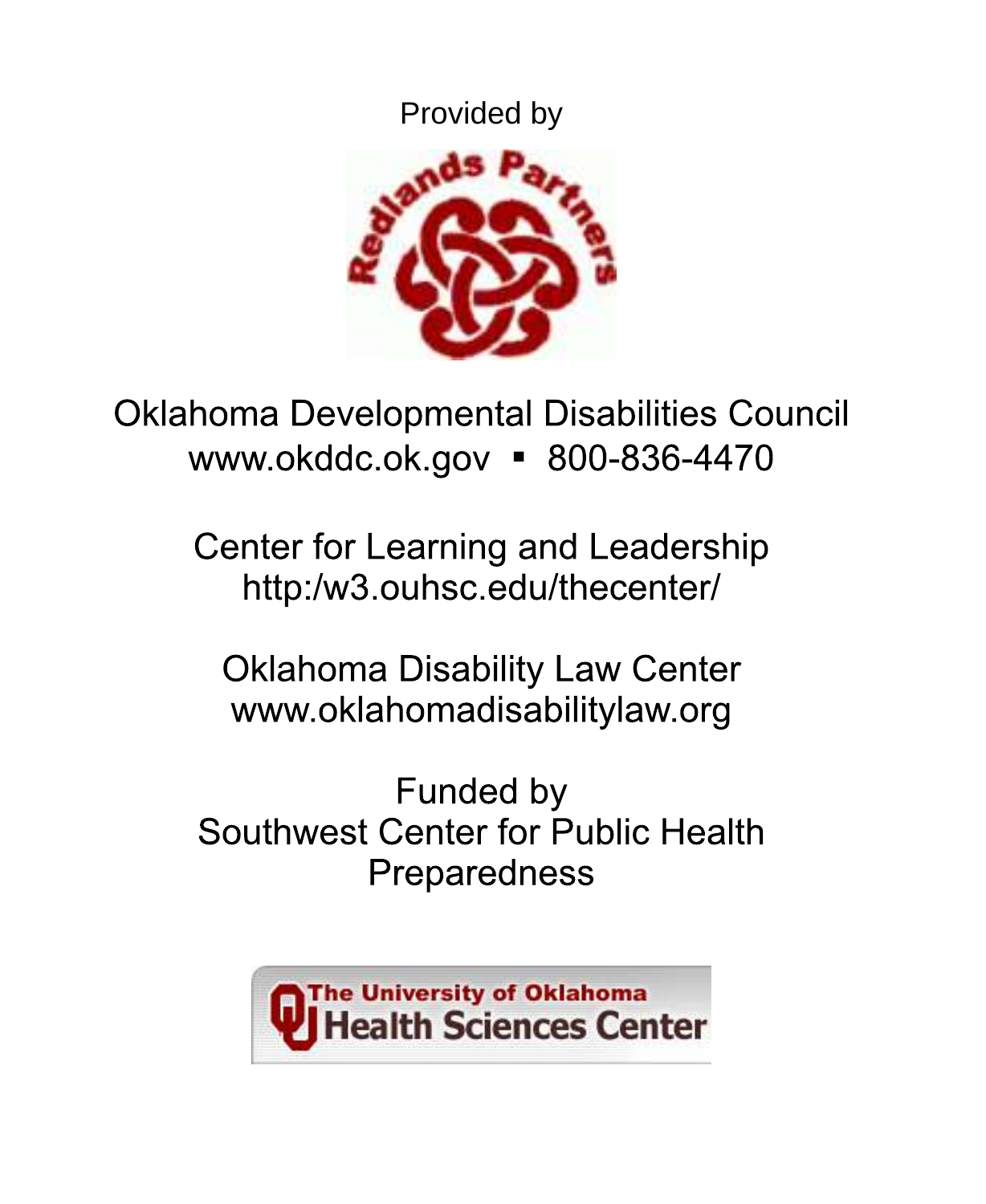Provided by

Redlands Partners

Oklahoma Developmental Disabilities Council
www.okddc.ok.gov ▪ 800-836-4470

Center for Learning and Leadership
http:/w3.ouhsc.edu/thecenter/

Oklahoma Disability Law Center
www.oklahomadisabilitylaw.org

Funded by
Southwest Center for Public Health
Preparedness

The University of Oklahoma
Health Sciences Center